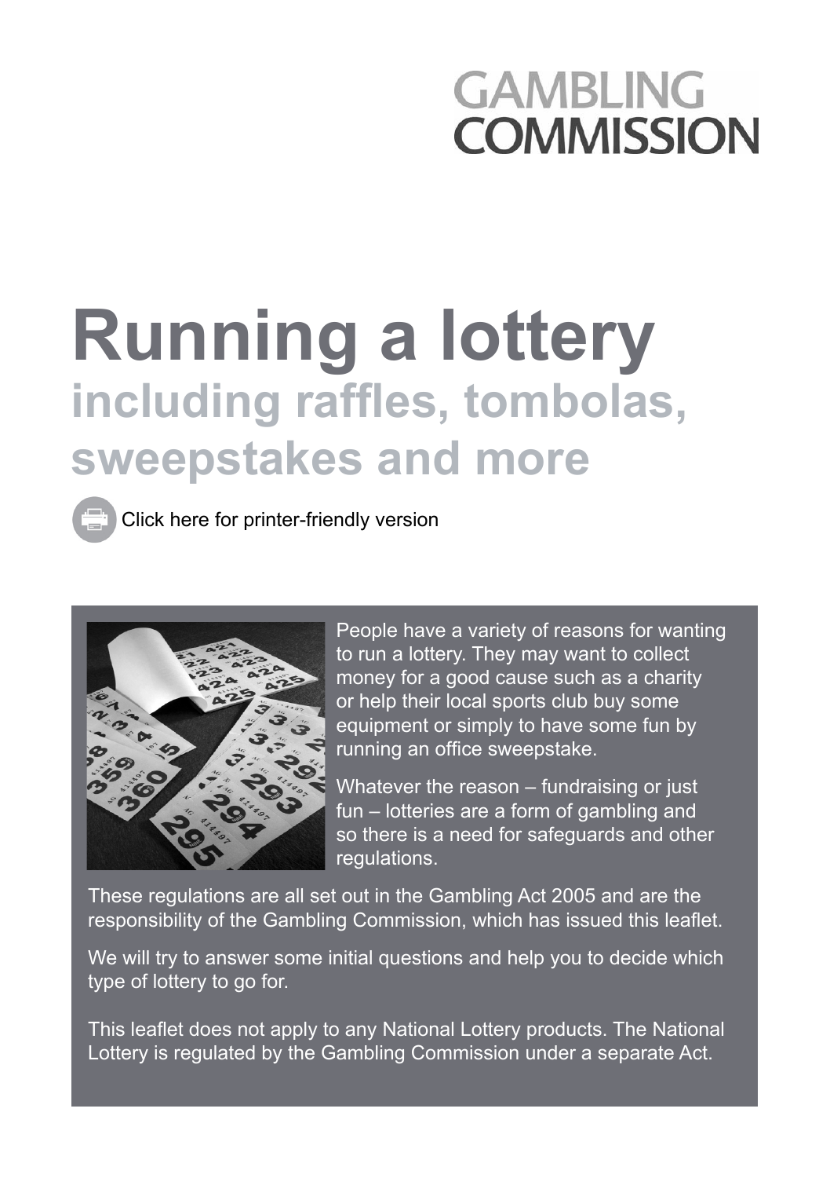GAMBLING COMMISSION

# Running a lottery

## including raffles, tombolas, sweepstakes and more

Click here for printer-friendly version

People have a variety of reasons for wanting to run a lottery. They may want to collect money for a good cause such as a charity or help their local sports club buy some equipment or simply to have some fun by running an office sweepstake.

Whatever the reason – fundraising or just fun – lotteries are a form of gambling and so there is a need for safeguards and other regulations.

These regulations are all set out in the Gambling Act 2005 and are the responsibility of the Gambling Commission, which has issued this leaflet.

We will try to answer some initial questions and help you to decide which type of lottery to go for.

This leaflet does not apply to any National Lottery products. The National Lottery is regulated by the Gambling Commission under a separate Act.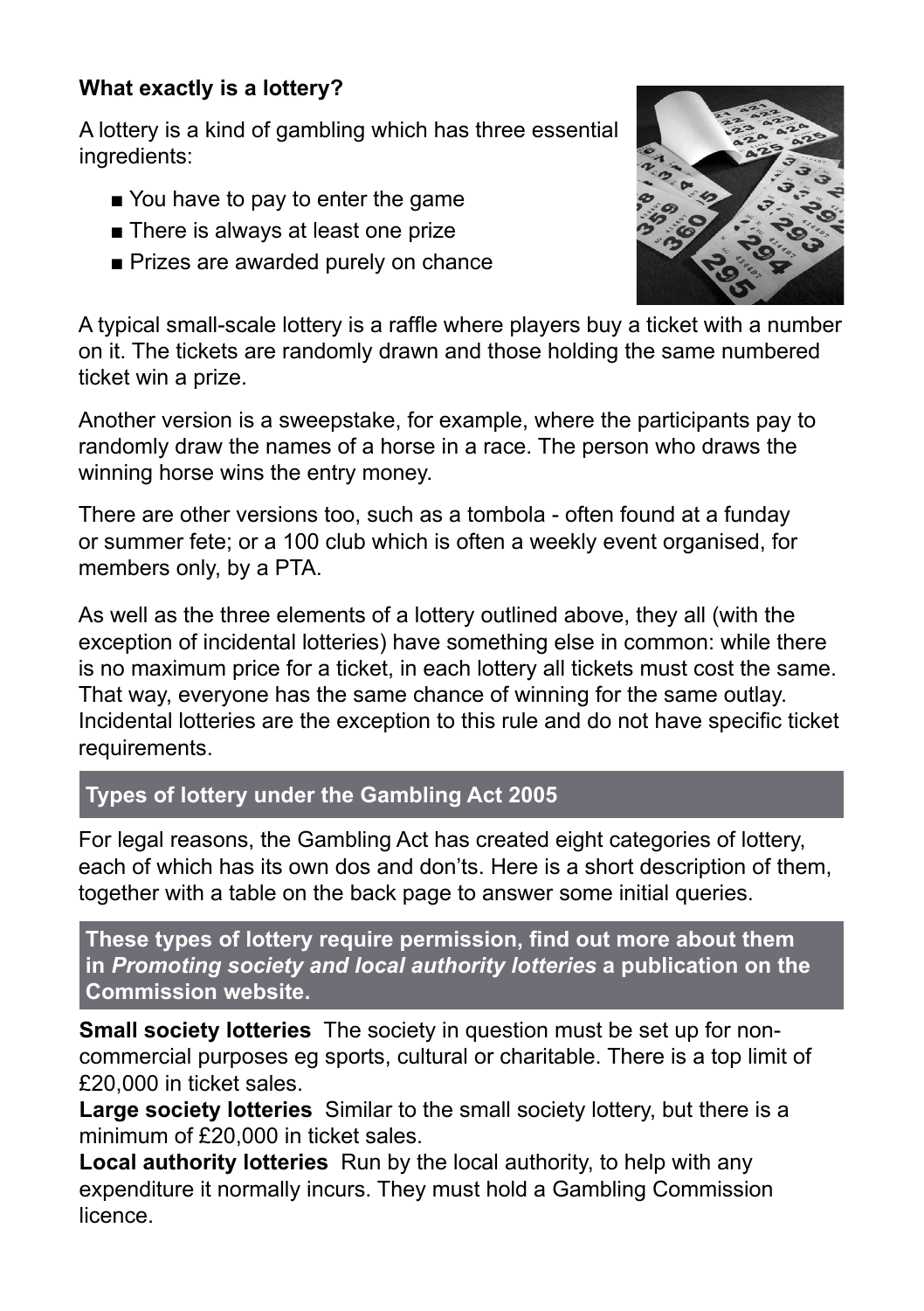**What exactly is a lottery?**

A lottery is a kind of gambling which has three essential ingredients:

- You have to pay to enter the game
- There is always at least one prize
- Prizes are awarded purely on chance

A typical small-scale lottery is a raffle where players buy a ticket with a number on it. The tickets are randomly drawn and those holding the same numbered ticket win a prize.

Another version is a sweepstake, for example, where the participants pay to randomly draw the names of a horse in a race. The person who draws the winning horse wins the entry money.

There are other versions too, such as a tombola - often found at a funday or summer fete; or a 100 club which is often a weekly event organised, for members only, by a PTA.

As well as the three elements of a lottery outlined above, they all (with the exception of incidental lotteries) have something else in common: while there is no maximum price for a ticket, in each lottery all tickets must cost the same. That way, everyone has the same chance of winning for the same outlay. Incidental lotteries are the exception to this rule and do not have specific ticket requirements.

## Types of lottery under the Gambling Act 2005

For legal reasons, the Gambling Act has created eight categories of lottery, each of which has its own dos and don'ts. Here is a short description of them, together with a table on the back page to answer some initial queries.

### These types of lottery require permission, find out more about them in *Promoting society and local authority lotteries* a publication on the Commission website.

**Small society lotteries** The society in question must be set up for non-commercial purposes eg sports, cultural or charitable. There is a top limit of £20,000 in ticket sales.

**Large society lotteries** Similar to the small society lottery, but there is a minimum of £20,000 in ticket sales.

**Local authority lotteries** Run by the local authority, to help with any expenditure it normally incurs. They must hold a Gambling Commission licence.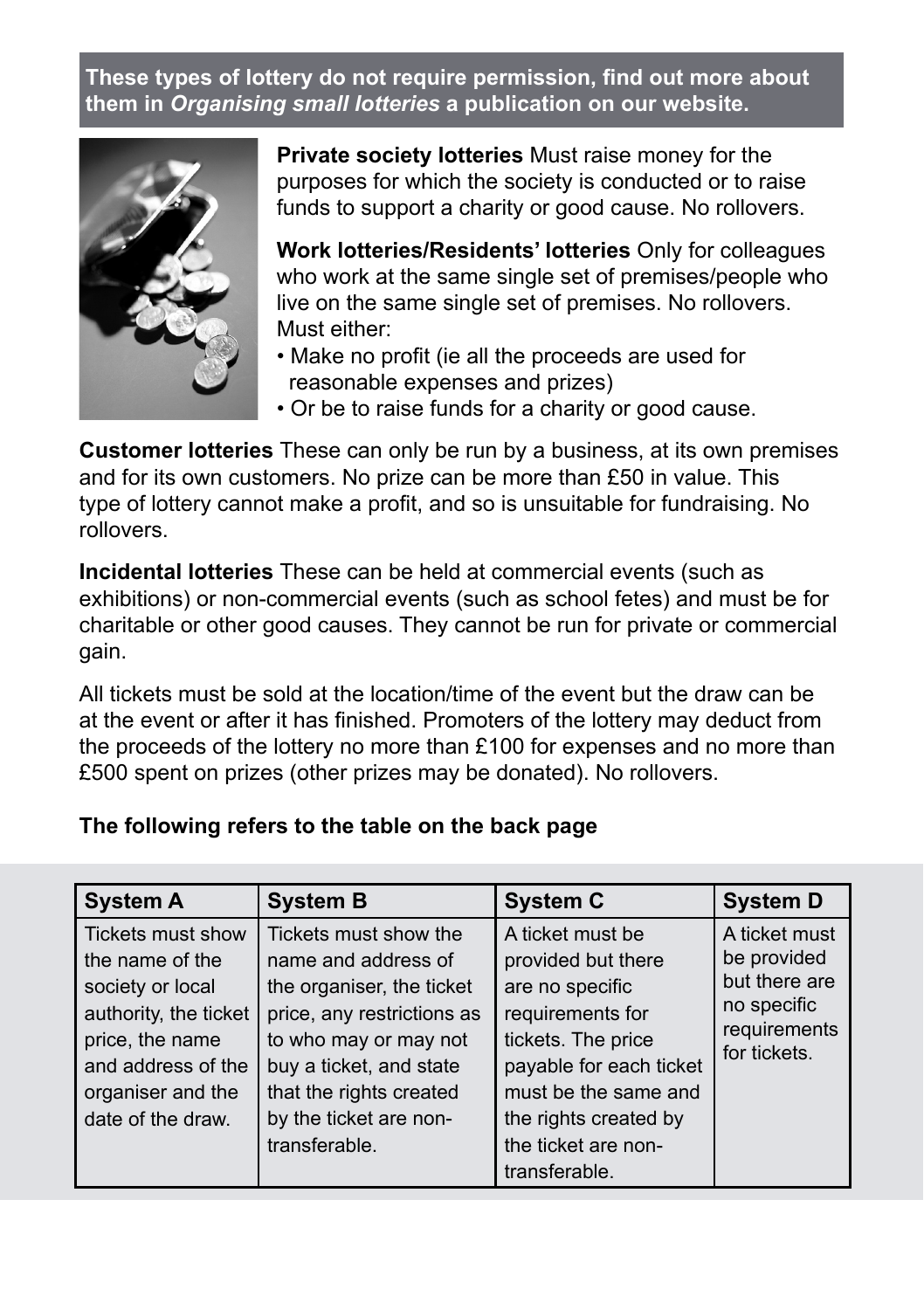**These types of lottery do not require permission, find out more about them in *Organising small lotteries* a publication on our website.**

**Private society lotteries** Must raise money for the purposes for which the society is conducted or to raise funds to support a charity or good cause. No rollovers.

**Work lotteries/Residents' lotteries** Only for colleagues who work at the same single set of premises/people who live on the same single set of premises. No rollovers. Must either:

- Make no profit (ie all the proceeds are used for reasonable expenses and prizes)
- Or be to raise funds for a charity or good cause.

**Customer lotteries** These can only be run by a business, at its own premises and for its own customers. No prize can be more than £50 in value. This type of lottery cannot make a profit, and so is unsuitable for fundraising. No rollovers.

**Incidental lotteries** These can be held at commercial events (such as exhibitions) or non-commercial events (such as school fetes) and must be for charitable or other good causes. They cannot be run for private or commercial gain.

All tickets must be sold at the location/time of the event but the draw can be at the event or after it has finished. Promoters of the lottery may deduct from the proceeds of the lottery no more than £100 for expenses and no more than £500 spent on prizes (other prizes may be donated). No rollovers.

**The following refers to the table on the back page**

| System A | System B | System C | System D |
|---|---|---|---|
| Tickets must show the name of the society or local authority, the ticket price, the name and address of the organiser and the date of the draw. | Tickets must show the name and address of the organiser, the ticket price, any restrictions as to who may or may not buy a ticket, and state that the rights created by the ticket are non-transferable. | A ticket must be provided but there are no specific requirements for tickets. The price payable for each ticket must be the same and the rights created by the ticket are non-transferable. | A ticket must be provided but there are no specific requirements for tickets. |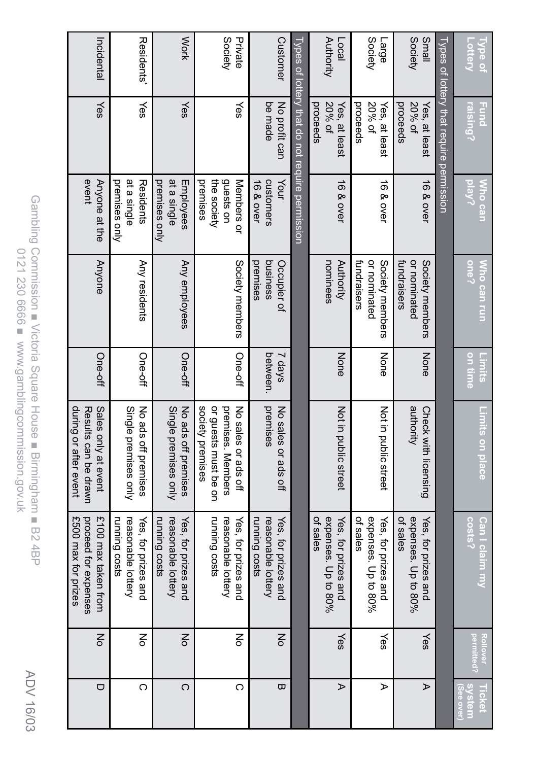| Type of Lottery | Fund raising? | Who can play? | Who can run one? | Limits on time | Limits on place | Can I claim my costs? | Rollover permitted? | Ticket system (See over) |
|---|---|---|---|---|---|---|---|---|
| **Types of lottery that require permission** | | | | | | | | |
| Small Society | Yes, at least 20% of proceeds | 16 & over | Society members or nominated fundraisers | None | Check with licensing authority | Yes, for prizes and expenses. Up to 80% of sales | Yes | A |
| Large Society | Yes, at least 20% of proceeds | 16 & over | Society members or nominated fundraisers | None | Not in public street | Yes, for prizes and expenses. Up to 80% of sales | Yes | A |
| Local Authority | Yes, at least 20% of proceeds | 16 & over | Authority nominees | None | Not in public street | Yes, for prizes and expenses. Up to 80% of sales | Yes | A |
| **Types of lottery that do not require permission** | | | | | | | | |
| Customer | No profit can be made | Your customers 16 & over | Occupier of business premises | 7 days between. | No sales or ads off premises | Yes, for prizes and reasonable lottery running costs | No | B |
| Private Society | Yes | Members or guests on the society premises | Society members | One-off | No sales or ads off premises. Members or guests must be on society premises | Yes, for prizes and reasonable lottery running costs | No | C |
| Work | Yes | Employees at a single premises only | Any employees | One-off | No ads off premises Single premises only | Yes, for prizes and reasonable lottery running costs | No | C |
| Residents' | Yes | Residents at a single premises only | Any residents | One-off | No ads off premises Single premises only | Yes, for prizes and reasonable lottery running costs | No | C |
| Incidental | Yes | Anyone at the event | Anyone | One-off | Sales only at event Results can be drawn during or after event | £100 max taken from proceed for expenses £500 max for prizes | No | D |

Gambling Commission ■ Victoria Square House ■ Birmingham ■ B2 4BP
0121 230 6666 ■ www.gamblingcommission.gov.uk

ADV 16/03